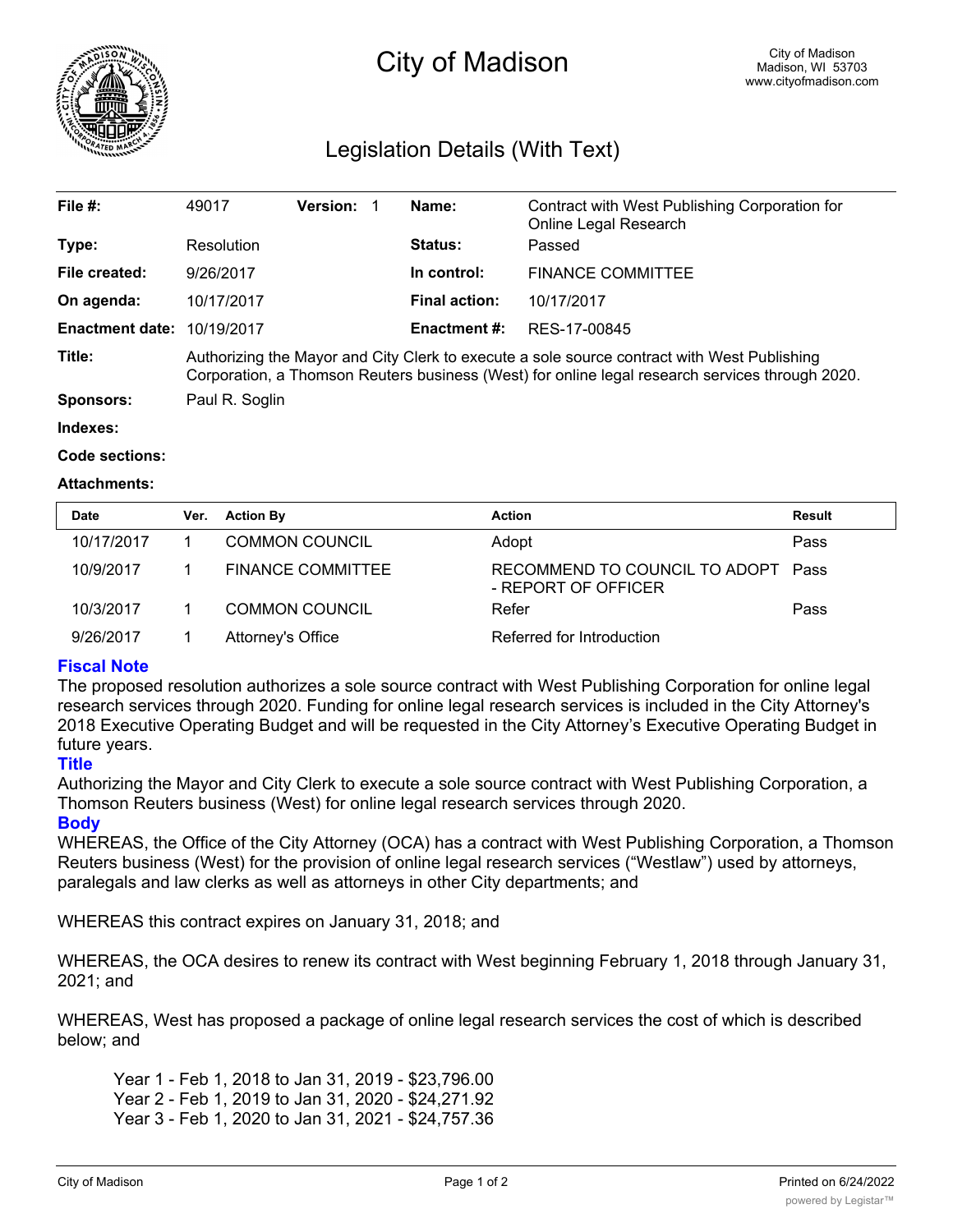# City of Madison

City of Madison
Madison, WI 53703
www.cityofmadison.com

## Legislation Details (With Text)

| | | | |
|---|---|---|---|
| **File #:** | 49017 **Version:** 1 | **Name:** | Contract with West Publishing Corporation for Online Legal Research |
| **Type:** | Resolution | **Status:** | Passed |
| **File created:** | 9/26/2017 | **In control:** | FINANCE COMMITTEE |
| **On agenda:** | 10/17/2017 | **Final action:** | 10/17/2017 |
| **Enactment date:** | 10/19/2017 | **Enactment #:** | RES-17-00845 |

**Title:** Authorizing the Mayor and City Clerk to execute a sole source contract with West Publishing Corporation, a Thomson Reuters business (West) for online legal research services through 2020.

**Sponsors:** Paul R. Soglin

**Indexes:**

**Code sections:**

**Attachments:**

| Date | Ver. | Action By | Action | Result |
|---|---|---|---|---|
| 10/17/2017 | 1 | COMMON COUNCIL | Adopt | Pass |
| 10/9/2017 | 1 | FINANCE COMMITTEE | RECOMMEND TO COUNCIL TO ADOPT - REPORT OF OFFICER | Pass |
| 10/3/2017 | 1 | COMMON COUNCIL | Refer | Pass |
| 9/26/2017 | 1 | Attorney's Office | Referred for Introduction | |

### Fiscal Note

The proposed resolution authorizes a sole source contract with West Publishing Corporation for online legal research services through 2020. Funding for online legal research services is included in the City Attorney's 2018 Executive Operating Budget and will be requested in the City Attorney's Executive Operating Budget in future years.

### Title

Authorizing the Mayor and City Clerk to execute a sole source contract with West Publishing Corporation, a Thomson Reuters business (West) for online legal research services through 2020.

### Body

WHEREAS, the Office of the City Attorney (OCA) has a contract with West Publishing Corporation, a Thomson Reuters business (West) for the provision of online legal research services ("Westlaw") used by attorneys, paralegals and law clerks as well as attorneys in other City departments; and

WHEREAS this contract expires on January 31, 2018; and

WHEREAS, the OCA desires to renew its contract with West beginning February 1, 2018 through January 31, 2021; and

WHEREAS, West has proposed a package of online legal research services the cost of which is described below; and

Year 1 - Feb 1, 2018 to Jan 31, 2019 - $23,796.00
Year 2 - Feb 1, 2019 to Jan 31, 2020 - $24,271.92
Year 3 - Feb 1, 2020 to Jan 31, 2021 - $24,757.36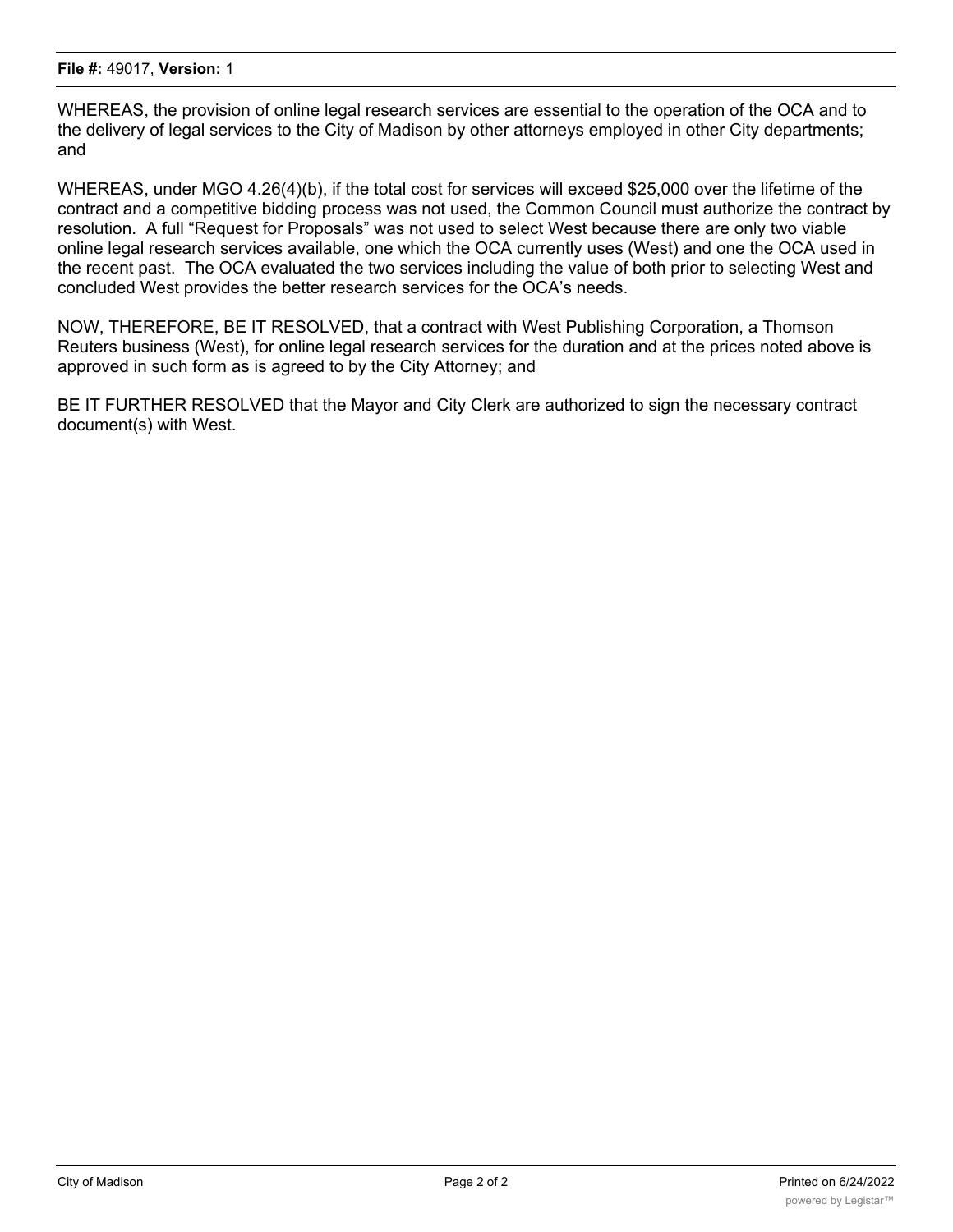WHEREAS, the provision of online legal research services are essential to the operation of the OCA and to the delivery of legal services to the City of Madison by other attorneys employed in other City departments; and

WHEREAS, under MGO 4.26(4)(b), if the total cost for services will exceed $25,000 over the lifetime of the contract and a competitive bidding process was not used, the Common Council must authorize the contract by resolution. A full "Request for Proposals" was not used to select West because there are only two viable online legal research services available, one which the OCA currently uses (West) and one the OCA used in the recent past. The OCA evaluated the two services including the value of both prior to selecting West and concluded West provides the better research services for the OCA's needs.

NOW, THEREFORE, BE IT RESOLVED, that a contract with West Publishing Corporation, a Thomson Reuters business (West), for online legal research services for the duration and at the prices noted above is approved in such form as is agreed to by the City Attorney; and

BE IT FURTHER RESOLVED that the Mayor and City Clerk are authorized to sign the necessary contract document(s) with West.